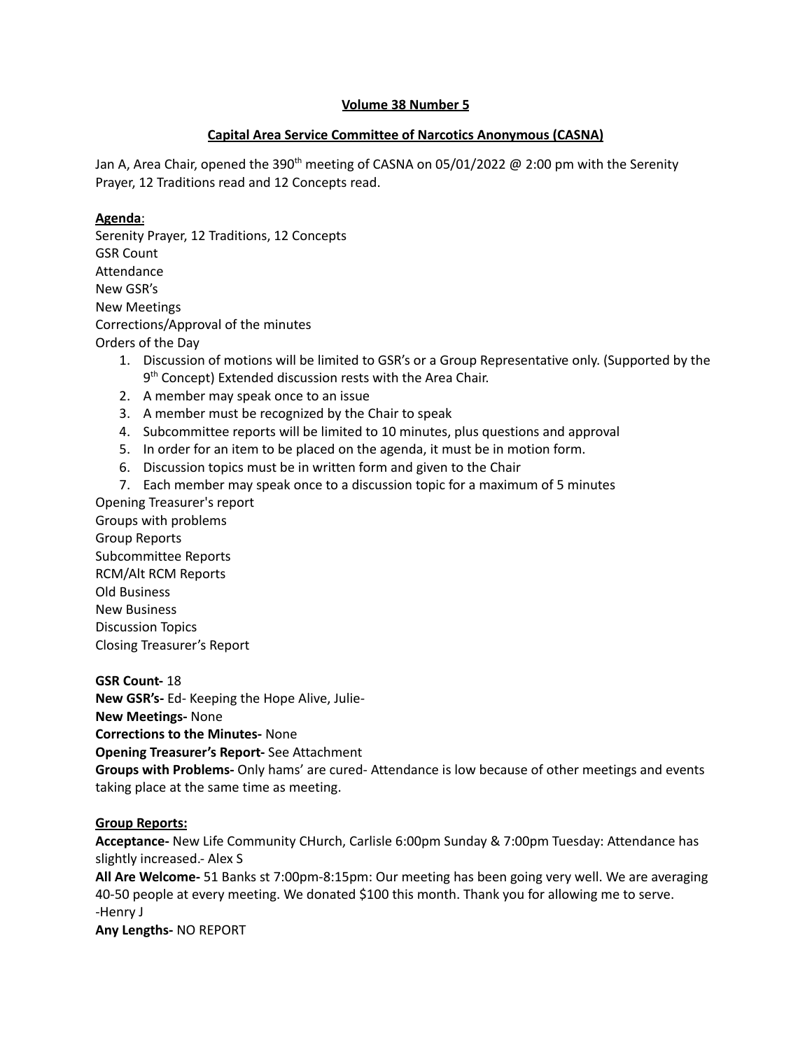**Volume 38 Number 5**

**Capital Area Service Committee of Narcotics Anonymous (CASNA)**

Jan A, Area Chair, opened the 390th meeting of CASNA on 05/01/2022 @ 2:00 pm with the Serenity Prayer, 12 Traditions read and 12 Concepts read.

**Agenda**:
Serenity Prayer, 12 Traditions, 12 Concepts
GSR Count
Attendance
New GSR's
New Meetings
Corrections/Approval of the minutes
Orders of the Day

1. Discussion of motions will be limited to GSR's or a Group Representative only. (Supported by the 9th Concept) Extended discussion rests with the Area Chair.
2. A member may speak once to an issue
3. A member must be recognized by the Chair to speak
4. Subcommittee reports will be limited to 10 minutes, plus questions and approval
5. In order for an item to be placed on the agenda, it must be in motion form.
6. Discussion topics must be in written form and given to the Chair
7. Each member may speak once to a discussion topic for a maximum of 5 minutes

Opening Treasurer's report
Groups with problems
Group Reports
Subcommittee Reports
RCM/Alt RCM Reports
Old Business
New Business
Discussion Topics
Closing Treasurer's Report

**GSR Count-** 18
**New GSR's-** Ed- Keeping the Hope Alive, Julie-
**New Meetings-** None
**Corrections to the Minutes-** None
**Opening Treasurer's Report-** See Attachment
**Groups with Problems-** Only hams' are cured- Attendance is low because of other meetings and events taking place at the same time as meeting.

**Group Reports:**
**Acceptance-** New Life Community CHurch, Carlisle 6:00pm Sunday & 7:00pm Tuesday: Attendance has slightly increased.- Alex S
**All Are Welcome-** 51 Banks st 7:00pm-8:15pm: Our meeting has been going very well. We are averaging 40-50 people at every meeting. We donated $100 this month. Thank you for allowing me to serve. -Henry J
**Any Lengths-** NO REPORT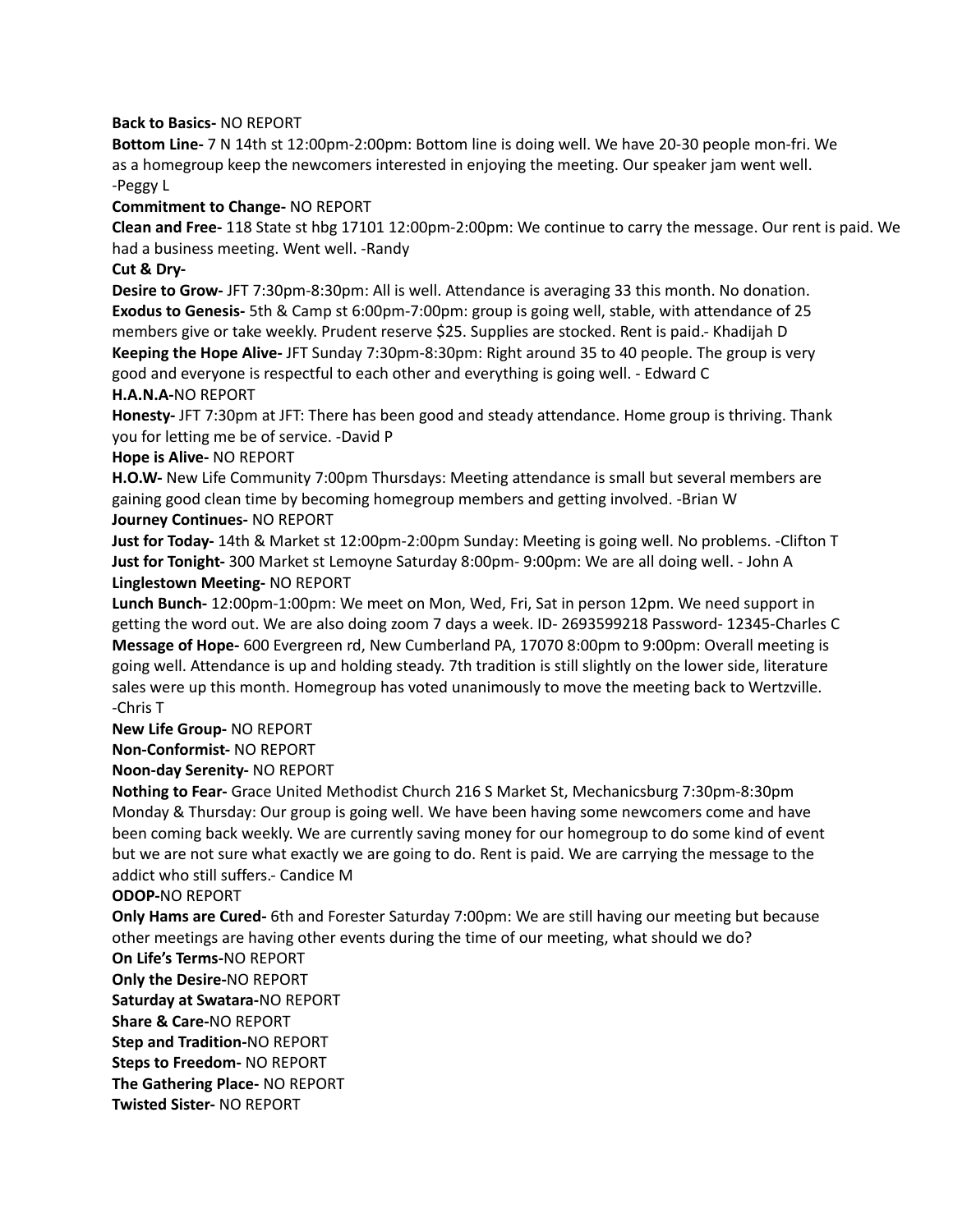**Back to Basics-** NO REPORT

**Bottom Line-** 7 N 14th st 12:00pm-2:00pm: Bottom line is doing well. We have 20-30 people mon-fri. We as a homegroup keep the newcomers interested in enjoying the meeting. Our speaker jam went well. -Peggy L

**Commitment to Change-** NO REPORT

**Clean and Free-** 118 State st hbg 17101 12:00pm-2:00pm: We continue to carry the message. Our rent is paid. We had a business meeting. Went well. -Randy

**Cut & Dry-**

**Desire to Grow-** JFT 7:30pm-8:30pm: All is well. Attendance is averaging 33 this month. No donation.

**Exodus to Genesis-** 5th & Camp st 6:00pm-7:00pm: group is going well, stable, with attendance of 25 members give or take weekly. Prudent reserve $25. Supplies are stocked. Rent is paid.- Khadijah D

**Keeping the Hope Alive-** JFT Sunday 7:30pm-8:30pm: Right around 35 to 40 people. The group is very good and everyone is respectful to each other and everything is going well. - Edward C

**H.A.N.A-**NO REPORT

**Honesty-** JFT 7:30pm at JFT: There has been good and steady attendance. Home group is thriving. Thank you for letting me be of service. -David P

**Hope is Alive-** NO REPORT

**H.O.W-** New Life Community 7:00pm Thursdays: Meeting attendance is small but several members are gaining good clean time by becoming homegroup members and getting involved. -Brian W

**Journey Continues-** NO REPORT

**Just for Today-** 14th & Market st 12:00pm-2:00pm Sunday: Meeting is going well. No problems. -Clifton T

**Just for Tonight-** 300 Market st Lemoyne Saturday 8:00pm- 9:00pm: We are all doing well. - John A

**Linglestown Meeting-** NO REPORT

**Lunch Bunch-** 12:00pm-1:00pm: We meet on Mon, Wed, Fri, Sat in person 12pm. We need support in getting the word out. We are also doing zoom 7 days a week. ID- 2693599218 Password- 12345-Charles C

**Message of Hope-** 600 Evergreen rd, New Cumberland PA, 17070 8:00pm to 9:00pm: Overall meeting is going well. Attendance is up and holding steady. 7th tradition is still slightly on the lower side, literature sales were up this month. Homegroup has voted unanimously to move the meeting back to Wertzville. -Chris T

**New Life Group-** NO REPORT

**Non-Conformist-** NO REPORT

**Noon-day Serenity-** NO REPORT

**Nothing to Fear-** Grace United Methodist Church 216 S Market St, Mechanicsburg 7:30pm-8:30pm Monday & Thursday: Our group is going well. We have been having some newcomers come and have been coming back weekly. We are currently saving money for our homegroup to do some kind of event but we are not sure what exactly we are going to do. Rent is paid. We are carrying the message to the addict who still suffers.- Candice M

**ODOP-**NO REPORT

**Only Hams are Cured-** 6th and Forester Saturday 7:00pm: We are still having our meeting but because other meetings are having other events during the time of our meeting, what should we do?

**On Life's Terms-**NO REPORT

**Only the Desire-**NO REPORT

**Saturday at Swatara-**NO REPORT

**Share & Care-**NO REPORT

**Step and Tradition-**NO REPORT

**Steps to Freedom-** NO REPORT

**The Gathering Place-** NO REPORT

**Twisted Sister-** NO REPORT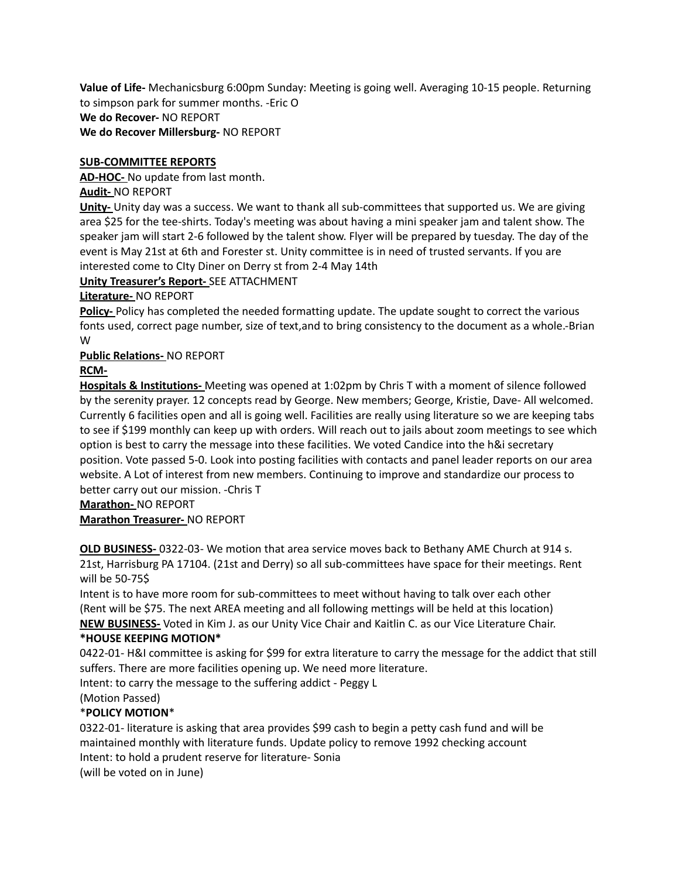**Value of Life-** Mechanicsburg 6:00pm Sunday: Meeting is going well. Averaging 10-15 people. Returning to simpson park for summer months. -Eric O
**We do Recover-** NO REPORT
**We do Recover Millersburg-** NO REPORT

**SUB-COMMITTEE REPORTS**

**AD-HOC-** No update from last month.

**Audit-** NO REPORT

**Unity-** Unity day was a success. We want to thank all sub-committees that supported us. We are giving area $25 for the tee-shirts. Today's meeting was about having a mini speaker jam and talent show. The speaker jam will start 2-6 followed by the talent show. Flyer will be prepared by tuesday. The day of the event is May 21st at 6th and Forester st. Unity committee is in need of trusted servants. If you are interested come to CIty Diner on Derry st from 2-4 May 14th

**Unity Treasurer's Report-** SEE ATTACHMENT

**Literature-** NO REPORT

**Policy-** Policy has completed the needed formatting update. The update sought to correct the various fonts used, correct page number, size of text,and to bring consistency to the document as a whole.-Brian W

**Public Relations-** NO REPORT

**RCM-**

**Hospitals & Institutions-** Meeting was opened at 1:02pm by Chris T with a moment of silence followed by the serenity prayer. 12 concepts read by George. New members; George, Kristie, Dave- All welcomed. Currently 6 facilities open and all is going well. Facilities are really using literature so we are keeping tabs to see if $199 monthly can keep up with orders. Will reach out to jails about zoom meetings to see which option is best to carry the message into these facilities. We voted Candice into the h&i secretary position. Vote passed 5-0. Look into posting facilities with contacts and panel leader reports on our area website. A Lot of interest from new members. Continuing to improve and standardize our process to better carry out our mission. -Chris T

**Marathon-** NO REPORT

**Marathon Treasurer-** NO REPORT

**OLD BUSINESS-** 0322-03- We motion that area service moves back to Bethany AME Church at 914 s. 21st, Harrisburg PA 17104. (21st and Derry) so all sub-committees have space for their meetings. Rent will be 50-75$
Intent is to have more room for sub-committees to meet without having to talk over each other
(Rent will be $75. The next AREA meeting and all following mettings will be held at this location)

**NEW BUSINESS-** Voted in Kim J. as our Unity Vice Chair and Kaitlin C. as our Vice Literature Chair.

**\*HOUSE KEEPING MOTION\***

0422-01- H&I committee is asking for $99 for extra literature to carry the message for the addict that still suffers. There are more facilities opening up. We need more literature.
Intent: to carry the message to the suffering addict - Peggy L
(Motion Passed)

\***POLICY MOTION**\*

0322-01- literature is asking that area provides $99 cash to begin a petty cash fund and will be maintained monthly with literature funds. Update policy to remove 1992 checking account
Intent: to hold a prudent reserve for literature- Sonia
(will be voted on in June)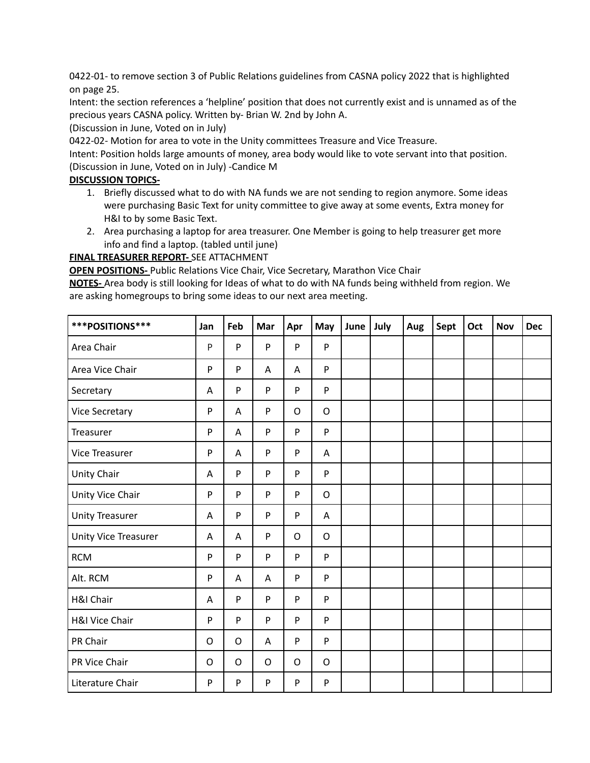0422-01- to remove section 3 of Public Relations guidelines from CASNA policy 2022 that is highlighted on page 25.

Intent: the section references a 'helpline' position that does not currently exist and is unnamed as of the precious years CASNA policy. Written by- Brian W. 2nd by John A.

(Discussion in June, Voted on in July)

0422-02- Motion for area to vote in the Unity committees Treasure and Vice Treasure.

Intent: Position holds large amounts of money, area body would like to vote servant into that position. (Discussion in June, Voted on in July) -Candice M

**DISCUSSION TOPICS-**

1. Briefly discussed what to do with NA funds we are not sending to region anymore. Some ideas were purchasing Basic Text for unity committee to give away at some events, Extra money for H&I to by some Basic Text.
2. Area purchasing a laptop for area treasurer. One Member is going to help treasurer get more info and find a laptop. (tabled until june)

**FINAL TREASURER REPORT-** SEE ATTACHMENT

**OPEN POSITIONS-** Public Relations Vice Chair, Vice Secretary, Marathon Vice Chair

**NOTES-** Area body is still looking for Ideas of what to do with NA funds being withheld from region. We are asking homegroups to bring some ideas to our next area meeting.

| ***POSITIONS*** | Jan | Feb | Mar | Apr | May | June | July | Aug | Sept | Oct | Nov | Dec |
|---|---|---|---|---|---|---|---|---|---|---|---|---|
| Area Chair | P | P | P | P | P | | | | | | | |
| Area Vice Chair | P | P | A | A | P | | | | | | | |
| Secretary | A | P | P | P | P | | | | | | | |
| Vice Secretary | P | A | P | O | O | | | | | | | |
| Treasurer | P | A | P | P | P | | | | | | | |
| Vice Treasurer | P | A | P | P | A | | | | | | | |
| Unity Chair | A | P | P | P | P | | | | | | | |
| Unity Vice Chair | P | P | P | P | O | | | | | | | |
| Unity Treasurer | A | P | P | P | A | | | | | | | |
| Unity Vice Treasurer | A | A | P | O | O | | | | | | | |
| RCM | P | P | P | P | P | | | | | | | |
| Alt. RCM | P | A | A | P | P | | | | | | | |
| H&I Chair | A | P | P | P | P | | | | | | | |
| H&I Vice Chair | P | P | P | P | P | | | | | | | |
| PR Chair | O | O | A | P | P | | | | | | | |
| PR Vice Chair | O | O | O | O | O | | | | | | | |
| Literature Chair | P | P | P | P | P | | | | | | | |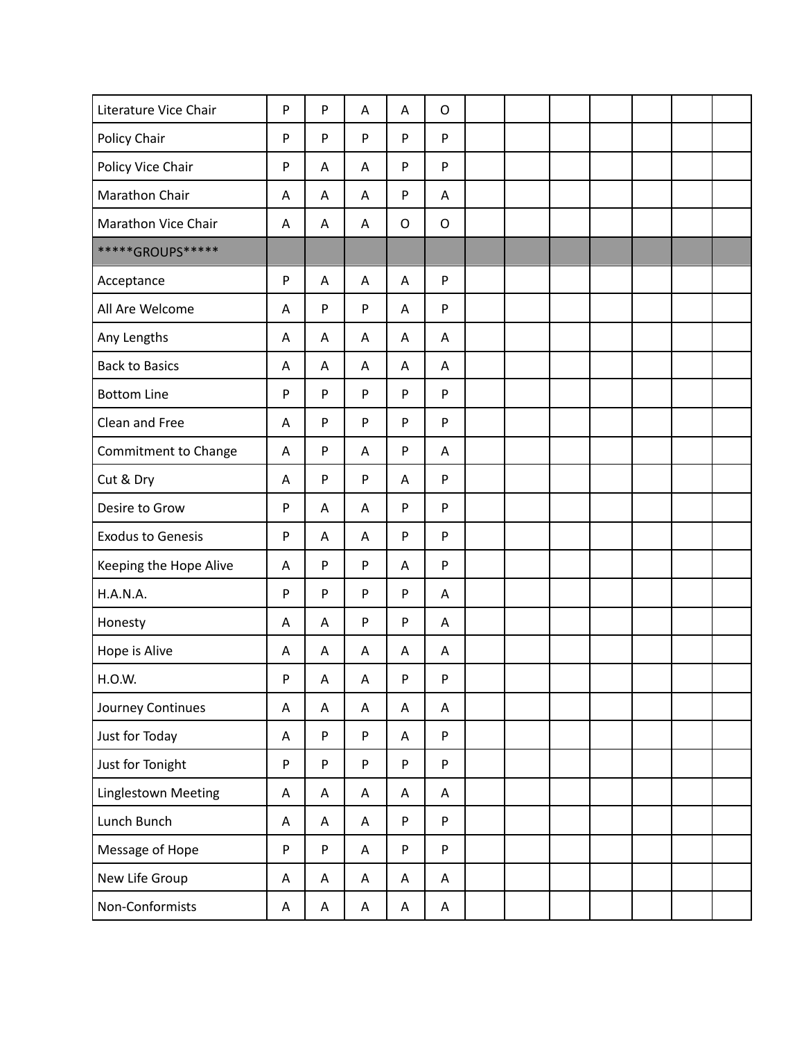| | | | | | | | | | | | | |
|---|---|---|---|---|---|---|---|---|---|---|---|---|
| Literature Vice Chair | P | P | A | A | O | | | | | | | |
| Policy Chair | P | P | P | P | P | | | | | | | |
| Policy Vice Chair | P | A | A | P | P | | | | | | | |
| Marathon Chair | A | A | A | P | A | | | | | | | |
| Marathon Vice Chair | A | A | A | O | O | | | | | | | |
| *****GROUPS***** | | | | | | | | | | | | |
| Acceptance | P | A | A | A | P | | | | | | | |
| All Are Welcome | A | P | P | A | P | | | | | | | |
| Any Lengths | A | A | A | A | A | | | | | | | |
| Back to Basics | A | A | A | A | A | | | | | | | |
| Bottom Line | P | P | P | P | P | | | | | | | |
| Clean and Free | A | P | P | P | P | | | | | | | |
| Commitment to Change | A | P | A | P | A | | | | | | | |
| Cut & Dry | A | P | P | A | P | | | | | | | |
| Desire to Grow | P | A | A | P | P | | | | | | | |
| Exodus to Genesis | P | A | A | P | P | | | | | | | |
| Keeping the Hope Alive | A | P | P | A | P | | | | | | | |
| H.A.N.A. | P | P | P | P | A | | | | | | | |
| Honesty | A | A | P | P | A | | | | | | | |
| Hope is Alive | A | A | A | A | A | | | | | | | |
| H.O.W. | P | A | A | P | P | | | | | | | |
| Journey Continues | A | A | A | A | A | | | | | | | |
| Just for Today | A | P | P | A | P | | | | | | | |
| Just for Tonight | P | P | P | P | P | | | | | | | |
| Linglestown Meeting | A | A | A | A | A | | | | | | | |
| Lunch Bunch | A | A | A | P | P | | | | | | | |
| Message of Hope | P | P | A | P | P | | | | | | | |
| New Life Group | A | A | A | A | A | | | | | | | |
| Non-Conformists | A | A | A | A | A | | | | | | | |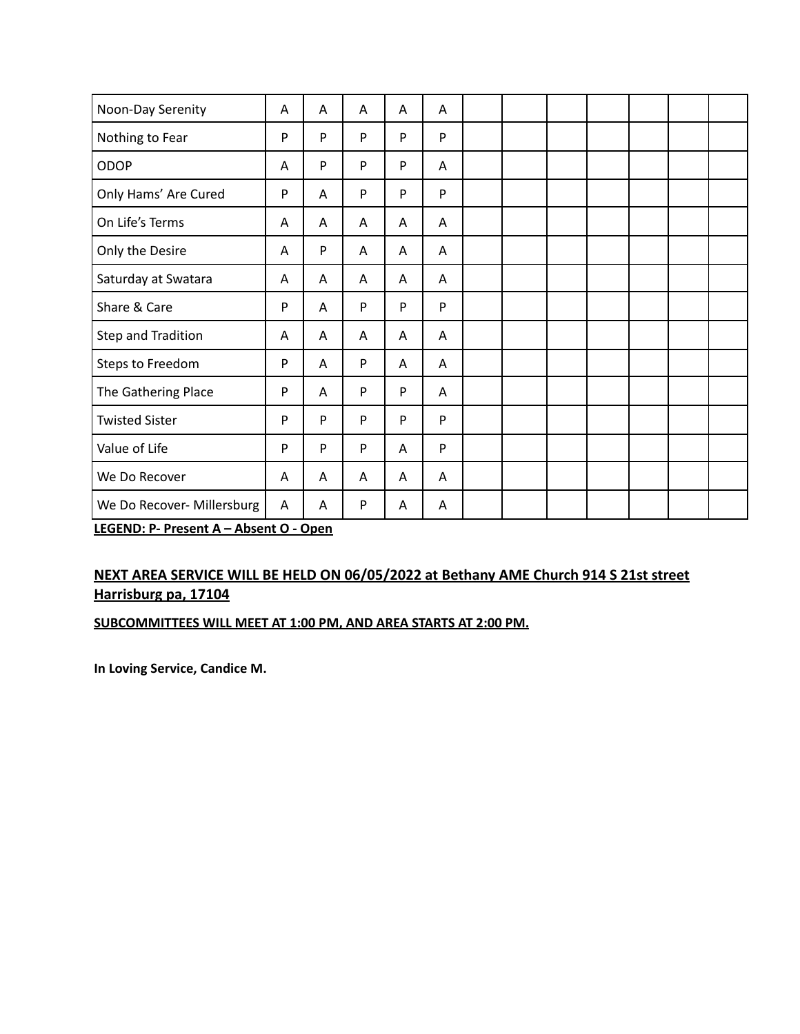| Noon-Day Serenity | A | A | A | A | A | | | | | | | |
|---|---|---|---|---|---|---|---|---|---|---|---|---|
| Nothing to Fear | P | P | P | P | P | | | | | | | |
| ODOP | A | P | P | P | A | | | | | | | |
| Only Hams' Are Cured | P | A | P | P | P | | | | | | | |
| On Life's Terms | A | A | A | A | A | | | | | | | |
| Only the Desire | A | P | A | A | A | | | | | | | |
| Saturday at Swatara | A | A | A | A | A | | | | | | | |
| Share & Care | P | A | P | P | P | | | | | | | |
| Step and Tradition | A | A | A | A | A | | | | | | | |
| Steps to Freedom | P | A | P | A | A | | | | | | | |
| The Gathering Place | P | A | P | P | A | | | | | | | |
| Twisted Sister | P | P | P | P | P | | | | | | | |
| Value of Life | P | P | P | A | P | | | | | | | |
| We Do Recover | A | A | A | A | A | | | | | | | |
| We Do Recover- Millersburg | A | A | P | A | A | | | | | | | |

**LEGEND: P- Present A – Absent O - Open**

## NEXT AREA SERVICE WILL BE HELD ON 06/05/2022 at Bethany AME Church 914 S 21st street Harrisburg pa, 17104

**SUBCOMMITTEES WILL MEET AT 1:00 PM, AND AREA STARTS AT 2:00 PM.**

**In Loving Service, Candice M.**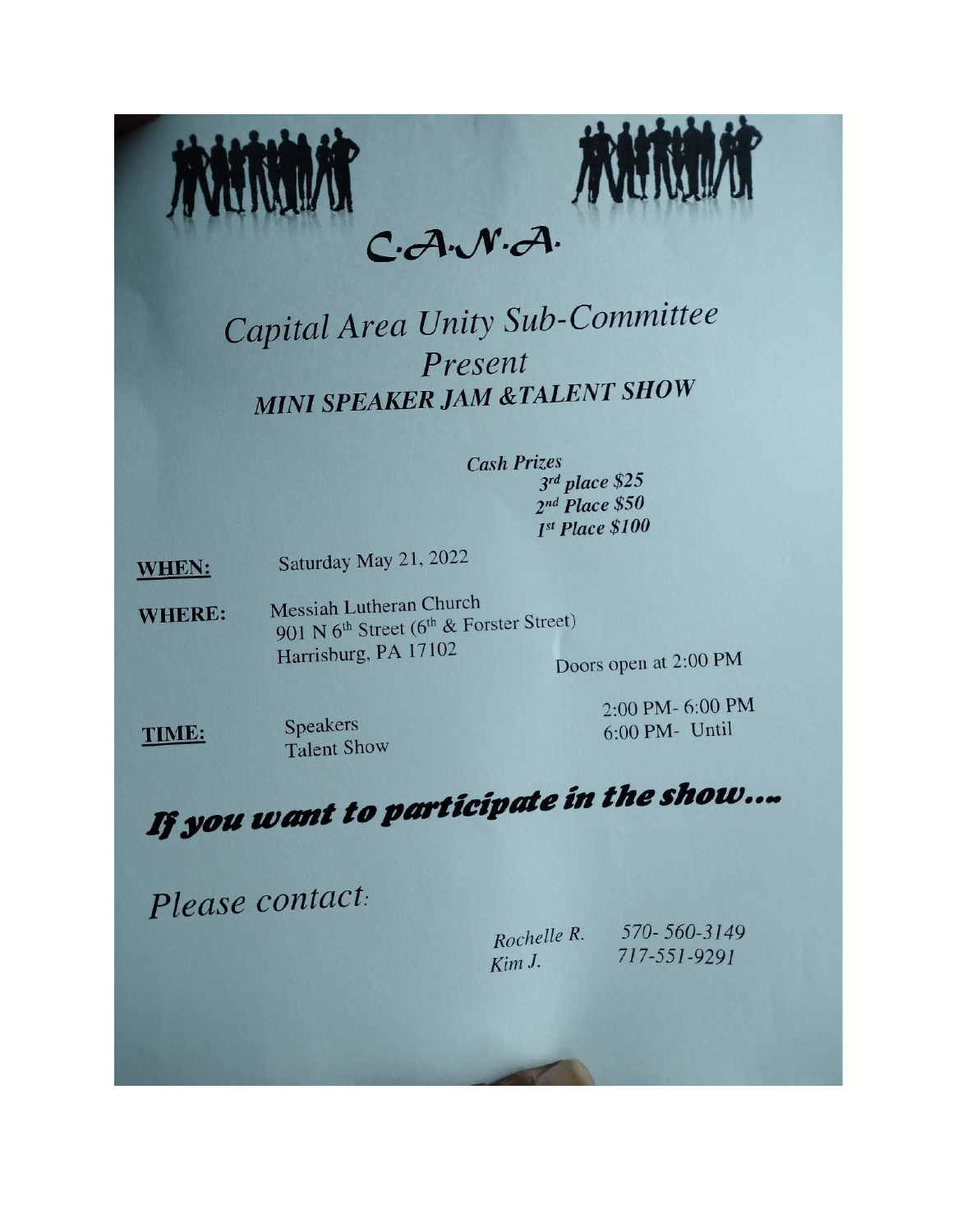# C.A.N.A.

## Capital Area Unity Sub-Committee
## Present
## *MINI SPEAKER JAM &TALENT SHOW*

***Cash Prizes***
***3rd place $25***
***2nd Place $50***
***1st Place $100***

**WHEN:** Saturday May 21, 2022

**WHERE:** Messiah Lutheran Church
901 N 6th Street (6th & Forster Street)
Harrisburg, PA 17102

Doors open at 2:00 PM

**TIME:**
Speakers 2:00 PM- 6:00 PM
Talent Show 6:00 PM- Until

## *If you want to participate in the show....*

*Please contact:*

*Rochelle R.* *570- 560-3149*
*Kim J.* *717-551-9291*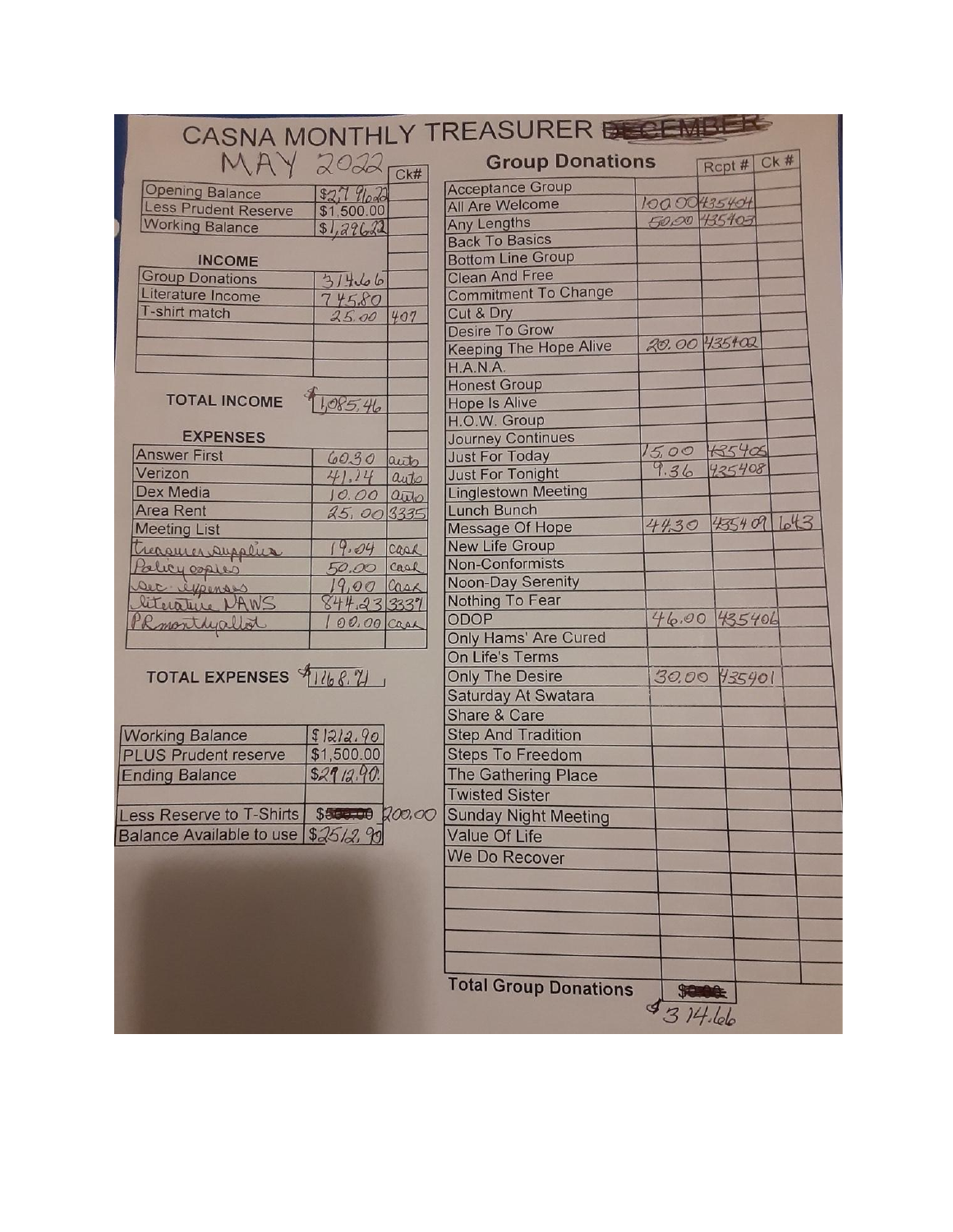# CASNA MONTHLY TREASURER ~~DECEMBER~~

## MAY 2022

| | | Ck# |
|---|---|---|
| Opening Balance | $2,796.22 | |
| Less Prudent Reserve | $1,500.00 | |
| Working Balance | $1,296.22 | |

**INCOME**

| | | |
|---|---|---|
| Group Donations | 314.66 | |
| Literature Income | 745.80 | |
| T-shirt match | 25.00 | 407 |
| | | |
| | | |
| **TOTAL INCOME** | $1,085.46 | |

**EXPENSES**

| | | |
|---|---|---|
| Answer First | 60.30 | auto |
| Verizon | 41.24 | auto |
| Dex Media | 10.00 | auto |
| Area Rent | 25.00 | 3335 |
| Meeting List | | |
| Treasurer supplies | 19.04 | cash |
| Policy copies | 50.00 | cash |
| Sec. expenses | 19.00 | cash |
| literature NAWS | 844.23 | 3337 |
| PR monthly allot | 100.00 | cash |
| | | |

**TOTAL EXPENSES** $1168.81

| | |
|---|---|
| Working Balance | $1212.90 |
| PLUS Prudent reserve | $1,500.00 |
| Ending Balance | $2712.90 |
| | |
| Less Reserve to T-Shirts | ~~$500.00~~ 200.00 |
| Balance Available to use | $2512.90 |

## Group Donations

| | | Rcpt # | Ck # |
|---|---|---|---|
| Acceptance Group | | | |
| All Are Welcome | 100.00 | 435404 | |
| Any Lengths | 50.00 | 435403 | |
| Back To Basics | | | |
| Bottom Line Group | | | |
| Clean And Free | | | |
| Commitment To Change | | | |
| Cut & Dry | | | |
| Desire To Grow | | | |
| Keeping The Hope Alive | 20.00 | 435402 | |
| H.A.N.A. | | | |
| Honest Group | | | |
| Hope Is Alive | | | |
| H.O.W. Group | | | |
| Journey Continues | | | |
| Just For Today | 15.00 | 435405 | |
| Just For Tonight | 9.36 | 435408 | |
| Linglestown Meeting | | | |
| Lunch Bunch | | | |
| Message Of Hope | 44.30 | 435409 | 643 |
| New Life Group | | | |
| Non-Conformists | | | |
| Noon-Day Serenity | | | |
| Nothing To Fear | | | |
| ODOP | 46.00 | 435406 | |
| Only Hams' Are Cured | | | |
| On Life's Terms | | | |
| Only The Desire | 30.00 | 435401 | |
| Saturday At Swatara | | | |
| Share & Care | | | |
| Step And Tradition | | | |
| Steps To Freedom | | | |
| The Gathering Place | | | |
| Twisted Sister | | | |
| Sunday Night Meeting | | | |
| Value Of Life | | | |
| We Do Recover | | | |
| | | | |
| | | | |
| | | | |
| | | | |
| **Total Group Donations** | ~~$0.00~~ $314.66 | | |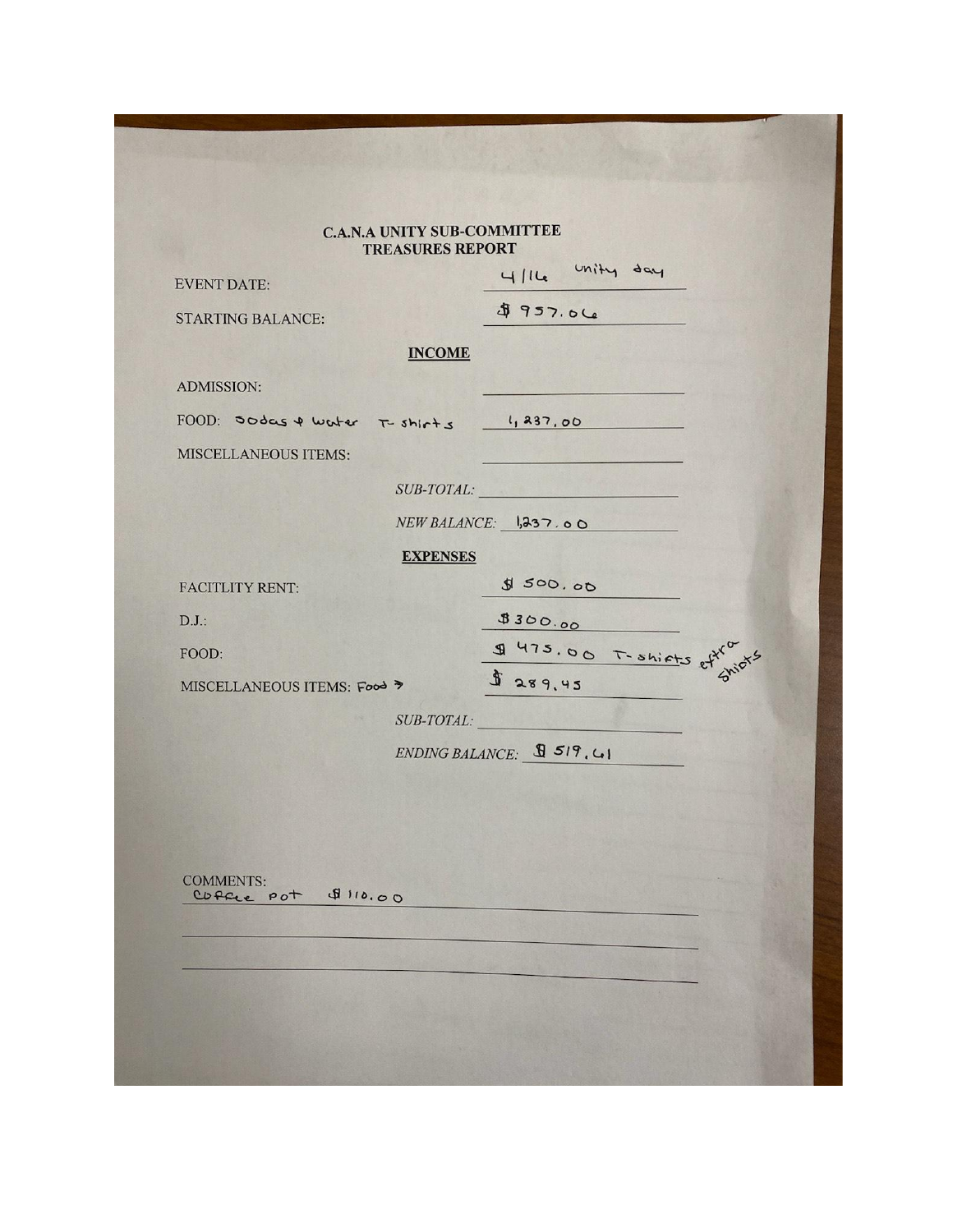**C.A.N.A UNITY SUB-COMMITTEE**
**TREASURES REPORT**

EVENT DATE: 4/16 unity day

STARTING BALANCE: $957.06

**INCOME**

ADMISSION:

FOOD: sodas & water T-shirts 1,237.00

MISCELLANEOUS ITEMS:

*SUB-TOTAL:*

*NEW BALANCE:* 1,237.00

**EXPENSES**

FACITLITY RENT: $500.00

D.J.: $300.00

FOOD: $475.00 T-shirts extra shirts

MISCELLANEOUS ITEMS: Food → $289.45

*SUB-TOTAL:*

*ENDING BALANCE:* $519.61

COMMENTS:
coffee pot $110.00